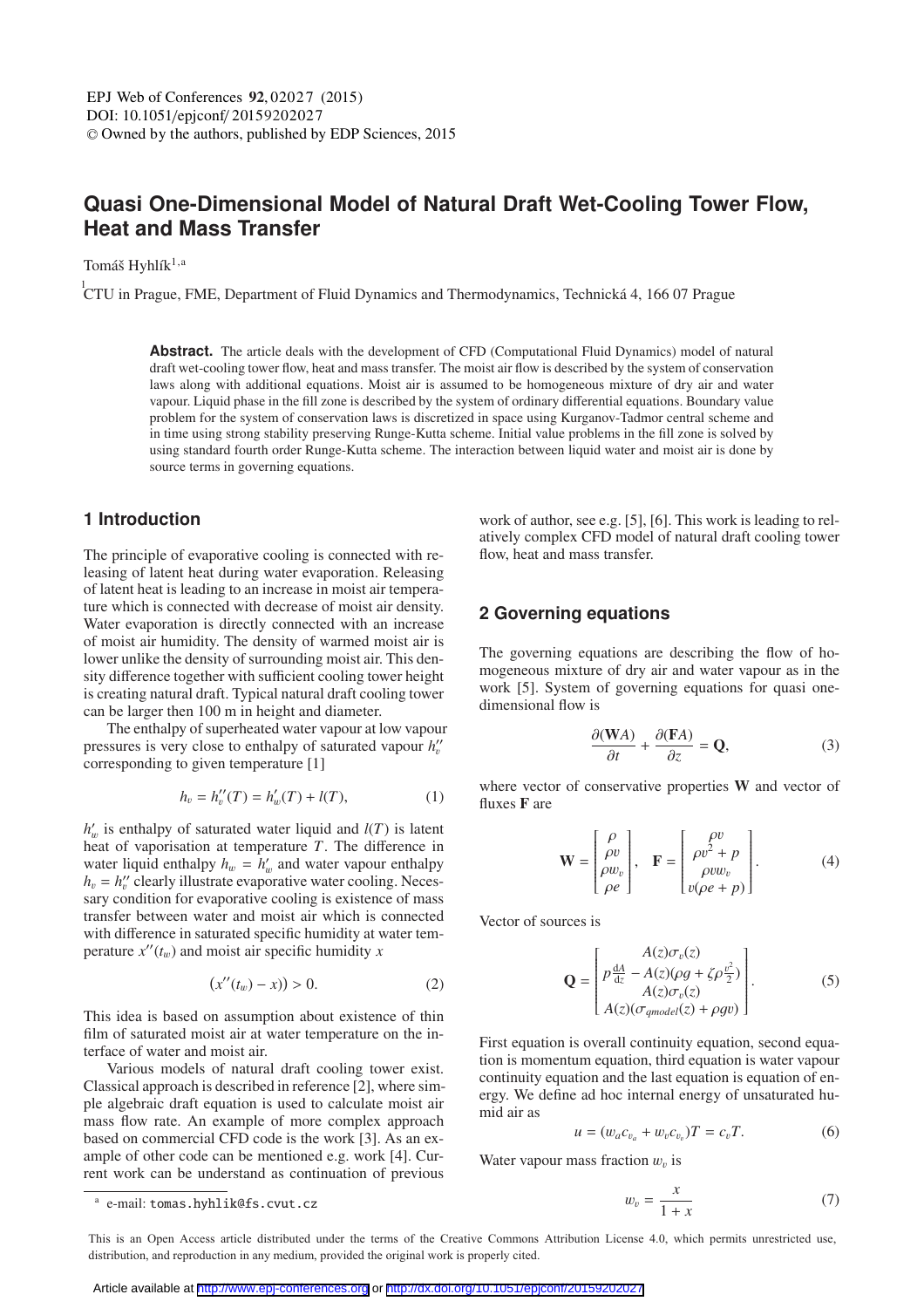# Quasi One-Dimensional Model of Natural Draft Wet-Cooling Tower Flow, Heat and Mass Transfer

Tomáš Hyhlík[1,a]

[1] CTU in Prague, FME, Department of Fluid Dynamics and Thermodynamics, Technická 4, 166 07 Prague

**Abstract.** The article deals with the development of CFD (Computational Fluid Dynamics) model of natural draft wet-cooling tower flow, heat and mass transfer. The moist air flow is described by the system of conservation laws along with additional equations. Moist air is assumed to be homogeneous mixture of dry air and water vapour. Liquid phase in the fill zone is described by the system of ordinary differential equations. Boundary value problem for the system of conservation laws is discretized in space using Kurganov-Tadmor central scheme and in time using strong stability preserving Runge-Kutta scheme. Initial value problems in the fill zone is solved by using standard fourth order Runge-Kutta scheme. The interaction between liquid water and moist air is done by source terms in governing equations.

## 1 Introduction

The principle of evaporative cooling is connected with releasing of latent heat during water evaporation. Releasing of latent heat is leading to an increase in moist air temperature which is connected with decrease of moist air density. Water evaporation is directly connected with an increase of moist air humidity. The density of warmed moist air is lower unlike the density of surrounding moist air. This density difference together with sufficient cooling tower height is creating natural draft. Typical natural draft cooling tower can be larger then 100 m in height and diameter.

The enthalpy of superheated water vapour at low vapour pressures is very close to enthalpy of saturated vapour $h_v''$ corresponding to given temperature [1]

$$h_v = h_v''(T) = h_w'(T) + l(T), \tag{1}$$

$h_w'$ is enthalpy of saturated water liquid and $l(T)$ is latent heat of vaporisation at temperature $T$. The difference in water liquid enthalpy $h_w = h_w'$ and water vapour enthalpy $h_v = h_v''$ clearly illustrate evaporative water cooling. Necessary condition for evaporative cooling is existence of mass transfer between water and moist air which is connected with difference in saturated specific humidity at water temperature $x''(t_w)$ and moist air specific humidity $x$

$$(x''(t_w) - x)) > 0. \tag{2}$$

This idea is based on assumption about existence of thin film of saturated moist air at water temperature on the interface of water and moist air.

Various models of natural draft cooling tower exist. Classical approach is described in reference [2], where simple algebraic draft equation is used to calculate moist air mass flow rate. An example of more complex approach based on commercial CFD code is the work [3]. As an example of other code can be mentioned e.g. work [4]. Current work can be understand as continuation of previous work of author, see e.g. [5], [6]. This work is leading to relatively complex CFD model of natural draft cooling tower flow, heat and mass transfer.

## 2 Governing equations

The governing equations are describing the flow of homogeneous mixture of dry air and water vapour as in the work [5]. System of governing equations for quasi one-dimensional flow is

$$\frac{\partial(\mathbf{W}A)}{\partial t} + \frac{\partial(\mathbf{F}A)}{\partial z} = \mathbf{Q}, \tag{3}$$

where vector of conservative properties $\mathbf{W}$ and vector of fluxes $\mathbf{F}$ are

$$\mathbf{W} = \begin{bmatrix} \rho \\ \rho v \\ \rho w_v \\ \rho e \end{bmatrix}, \quad \mathbf{F} = \begin{bmatrix} \rho v \\ \rho v^2 + p \\ \rho v w_v \\ v(\rho e + p) \end{bmatrix}. \tag{4}$$

Vector of sources is

$$\mathbf{Q} = \begin{bmatrix} A(z)\sigma_v(z) \\ p\frac{dA}{dz} - A(z)(\rho g + \zeta\rho\frac{v^2}{2}) \\ A(z)\sigma_v(z) \\ A(z)(\sigma_{qmodel}(z) + \rho g v) \end{bmatrix}. \tag{5}$$

First equation is overall continuity equation, second equation is momentum equation, third equation is water vapour continuity equation and the last equation is equation of energy. We define ad hoc internal energy of unsaturated humid air as

$$u = (w_a c_{v_a} + w_v c_{v_v})T = c_v T. \tag{6}$$

Water vapour mass fraction $w_v$ is

$$w_v = \frac{x}{1 + x} \tag{7}$$

[a] e-mail: tomas.hyhlik@fs.cvut.cz

This is an Open Access article distributed under the terms of the Creative Commons Attribution License 4.0, which permits unrestricted use, distribution, and reproduction in any medium, provided the original work is properly cited.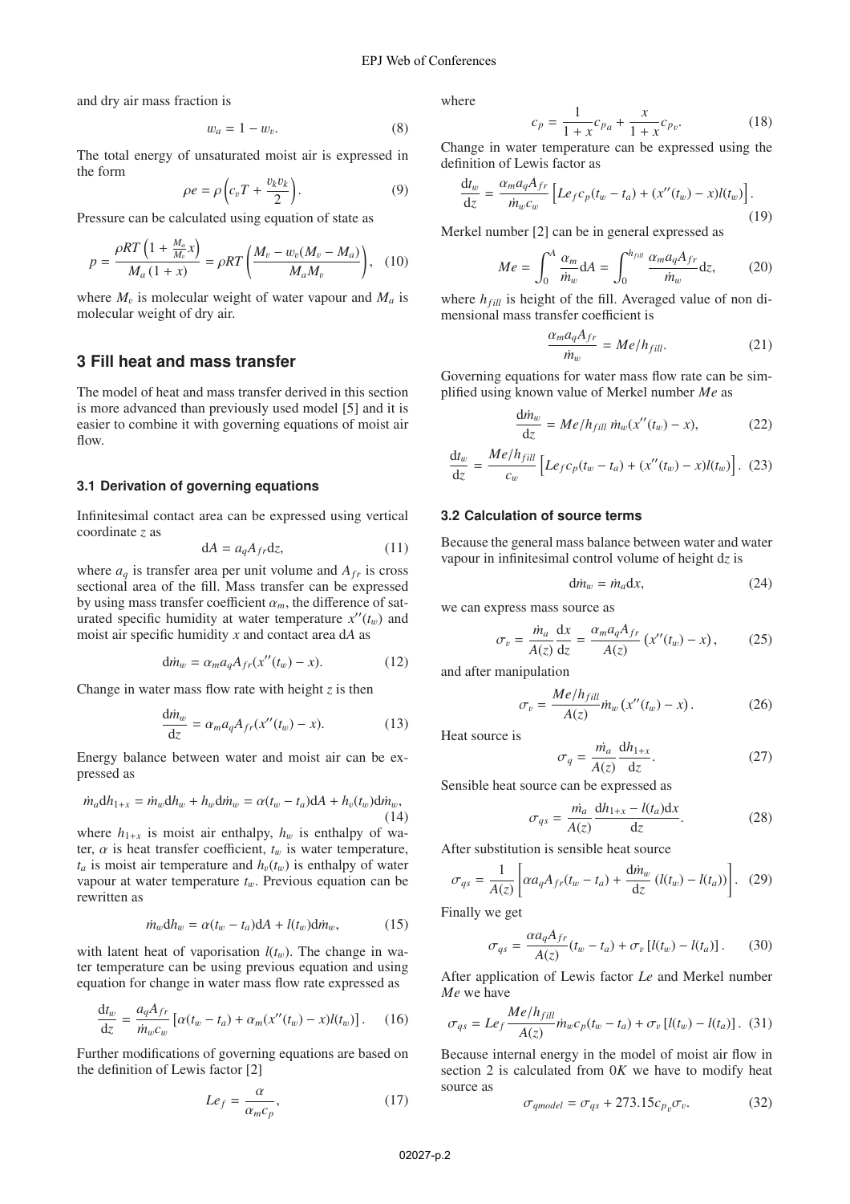and dry air mass fraction is

$$w_a = 1 - w_v. \tag{8}$$

The total energy of unsaturated moist air is expressed in the form

$$\rho e = \rho \left( c_v T + \frac{v_k v_k}{2} \right). \tag{9}$$

Pressure can be calculated using equation of state as

$$p = \frac{\rho R T \left(1 + \frac{M_a}{M_v} x\right)}{M_a (1 + x)} = \rho R T \left( \frac{M_v - w_v (M_v - M_a)}{M_a M_v} \right), \tag{10}$$

where $M_v$ is molecular weight of water vapour and $M_a$ is molecular weight of dry air.

## 3 Fill heat and mass transfer

The model of heat and mass transfer derived in this section is more advanced than previously used model [5] and it is easier to combine it with governing equations of moist air flow.

### 3.1 Derivation of governing equations

Infinitesimal contact area can be expressed using vertical coordinate $z$ as

$$dA = a_q A_{fr} dz, \tag{11}$$

where $a_q$ is transfer area per unit volume and $A_{fr}$ is cross sectional area of the fill. Mass transfer can be expressed by using mass transfer coefficient $\alpha_m$, the difference of saturated specific humidity at water temperature $x''(t_w)$ and moist air specific humidity $x$ and contact area $dA$ as

$$d\dot{m}_w = \alpha_m a_q A_{fr} (x''(t_w) - x). \tag{12}$$

Change in water mass flow rate with height $z$ is then

$$\frac{d\dot{m}_w}{dz} = \alpha_m a_q A_{fr} (x''(t_w) - x). \tag{13}$$

Energy balance between water and moist air can be expressed as

$$\dot{m}_a dh_{1+x} = \dot{m}_w dh_w + h_w d\dot{m}_w = \alpha (t_w - t_a) dA + h_v(t_w) d\dot{m}_w, \tag{14}$$

where $h_{1+x}$ is moist air enthalpy, $h_w$ is enthalpy of water, $\alpha$ is heat transfer coefficient, $t_w$ is water temperature, $t_a$ is moist air temperature and $h_v(t_w)$ is enthalpy of water vapour at water temperature $t_w$. Previous equation can be rewritten as

$$\dot{m}_w dh_w = \alpha (t_w - t_a) dA + l(t_w) d\dot{m}_w, \tag{15}$$

with latent heat of vaporisation $l(t_w)$. The change in water temperature can be using previous equation and using equation for change in water mass flow rate expressed as

$$\frac{dt_w}{dz} = \frac{a_q A_{fr}}{\dot{m}_w c_w} \left[ \alpha (t_w - t_a) + \alpha_m (x''(t_w) - x) l(t_w) \right]. \tag{16}$$

Further modifications of governing equations are based on the definition of Lewis factor [2]

$$Le_f = \frac{\alpha}{\alpha_m c_p}, \tag{17}$$

where

$$c_p = \frac{1}{1+x} c_{p_a} + \frac{x}{1+x} c_{p_v}. \tag{18}$$

Change in water temperature can be expressed using the definition of Lewis factor as

$$\frac{dt_w}{dz} = \frac{\alpha_m a_q A_{fr}}{\dot{m}_w c_w} \left[ Le_f c_p (t_w - t_a) + (x''(t_w) - x) l(t_w) \right]. \tag{19}$$

Merkel number [2] can be in general expressed as

$$Me = \int_0^A \frac{\alpha_m}{\dot{m}_w} dA = \int_0^{h_{fill}} \frac{\alpha_m a_q A_{fr}}{\dot{m}_w} dz, \tag{20}$$

where $h_{fill}$ is height of the fill. Averaged value of non dimensional mass transfer coefficient is

$$\frac{\alpha_m a_q A_{fr}}{\dot{m}_w} = Me / h_{fill}. \tag{21}$$

Governing equations for water mass flow rate can be simplified using known value of Merkel number $Me$ as

$$\frac{d\dot{m}_w}{dz} = Me / h_{fill}\, \dot{m}_w (x''(t_w) - x), \tag{22}$$

$$\frac{dt_w}{dz} = \frac{Me / h_{fill}}{c_w} \left[ Le_f c_p (t_w - t_a) + (x''(t_w) - x) l(t_w) \right]. \tag{23}$$

### 3.2 Calculation of source terms

Because the general mass balance between water and water vapour in infinitesimal control volume of height $dz$ is

$$d\dot{m}_w = \dot{m}_a dx, \tag{24}$$

we can express mass source as

$$\sigma_v = \frac{\dot{m}_a}{A(z)} \frac{dx}{dz} = \frac{\alpha_m a_q A_{fr}}{A(z)} \left( x''(t_w) - x \right), \tag{25}$$

and after manipulation

$$\sigma_v = \frac{Me / h_{fill}}{A(z)} \dot{m}_w \left( x''(t_w) - x \right). \tag{26}$$

Heat source is

$$\sigma_q = \frac{\dot{m}_a}{A(z)} \frac{dh_{1+x}}{dz}. \tag{27}$$

Sensible heat source can be expressed as

$$\sigma_{qs} = \frac{\dot{m}_a}{A(z)} \frac{dh_{1+x} - l(t_a) dx}{dz}. \tag{28}$$

After substitution is sensible heat source

$$\sigma_{qs} = \frac{1}{A(z)} \left[ \alpha a_q A_{fr} (t_w - t_a) + \frac{d\dot{m}_w}{dz} \left( l(t_w) - l(t_a) \right) \right]. \tag{29}$$

Finally we get

$$\sigma_{qs} = \frac{\alpha a_q A_{fr}}{A(z)} (t_w - t_a) + \sigma_v \left[ l(t_w) - l(t_a) \right]. \tag{30}$$

After application of Lewis factor $Le$ and Merkel number $Me$ we have

$$\sigma_{qs} = Le_f \frac{Me / h_{fill}}{A(z)} \dot{m}_w c_p (t_w - t_a) + \sigma_v \left[ l(t_w) - l(t_a) \right]. \tag{31}$$

Because internal energy in the model of moist air flow in section 2 is calculated from $0K$ we have to modify heat source as

$$\sigma_{qmodel} = \sigma_{qs} + 273.15 c_{p_v} \sigma_v. \tag{32}$$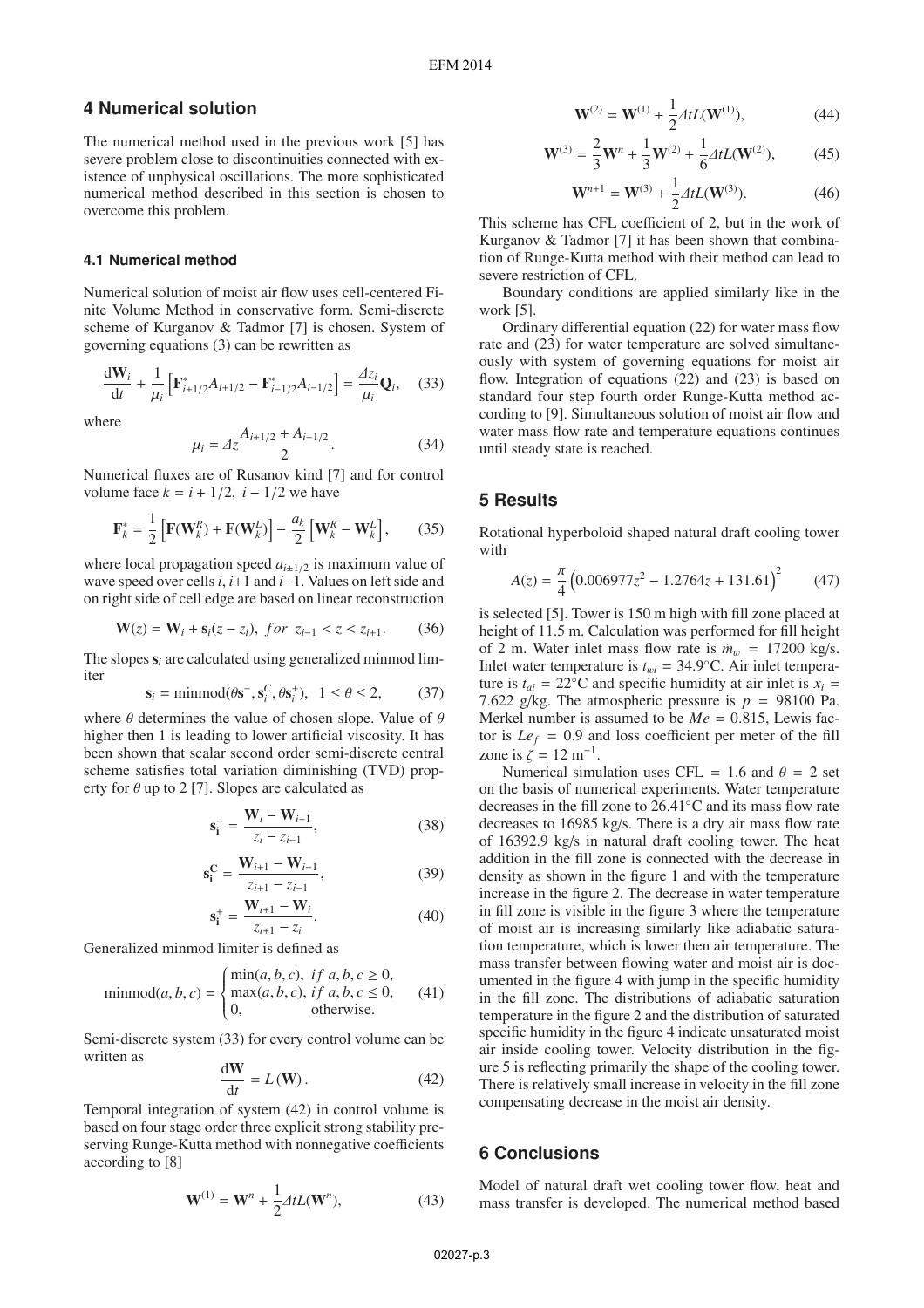## 4 Numerical solution

The numerical method used in the previous work [5] has severe problem close to discontinuities connected with existence of unphysical oscillations. The more sophisticated numerical method described in this section is chosen to overcome this problem.

### 4.1 Numerical method

Numerical solution of moist air flow uses cell-centered Finite Volume Method in conservative form. Semi-discrete scheme of Kurganov & Tadmor [7] is chosen. System of governing equations (3) can be rewritten as

$$\frac{\mathrm{d}\mathbf{W}_i}{\mathrm{d}t} + \frac{1}{\mu_i}\left[\mathbf{F}^*_{i+1/2}A_{i+1/2} - \mathbf{F}^*_{i-1/2}A_{i-1/2}\right] = \frac{\Delta z_i}{\mu_i}\mathbf{Q}_i, \quad (33)$$

where

$$\mu_i = \Delta z \frac{A_{i+1/2} + A_{i-1/2}}{2}. \quad (34)$$

Numerical fluxes are of Rusanov kind [7] and for control volume face $k = i + 1/2,\ i - 1/2$ we have

$$\mathbf{F}^*_k = \frac{1}{2}\left[\mathbf{F}(\mathbf{W}^R_k) + \mathbf{F}(\mathbf{W}^L_k)\right] - \frac{a_k}{2}\left[\mathbf{W}^R_k - \mathbf{W}^L_k\right], \quad (35)$$

where local propagation speed $a_{i\pm 1/2}$ is maximum value of wave speed over cells $i, i{+}1$ and $i{-}1$. Values on left side and on right side of cell edge are based on linear reconstruction

$$\mathbf{W}(z) = \mathbf{W}_i + \mathbf{s}_i(z - z_i),\ for\ z_{i-1} < z < z_{i+1}. \quad (36)$$

The slopes $\mathbf{s}_i$ are calculated using generalized minmod limiter

$$\mathbf{s}_i = \mathrm{minmod}(\theta\mathbf{s}^-, \mathbf{s}^C_i, \theta\mathbf{s}^+_i),\ \ 1 \le \theta \le 2, \quad (37)$$

where $\theta$ determines the value of chosen slope. Value of $\theta$ higher then 1 is leading to lower artificial viscosity. It has been shown that scalar second order semi-discrete central scheme satisfies total variation diminishing (TVD) property for $\theta$ up to 2 [7]. Slopes are calculated as

$$\mathbf{s}^-_\mathbf{i} = \frac{\mathbf{W}_i - \mathbf{W}_{i-1}}{z_i - z_{i-1}}, \quad (38)$$

$$\mathbf{s}^\mathbf{C}_\mathbf{i} = \frac{\mathbf{W}_{i+1} - \mathbf{W}_{i-1}}{z_{i+1} - z_{i-1}}, \quad (39)$$

$$\mathbf{s}^+_\mathbf{i} = \frac{\mathbf{W}_{i+1} - \mathbf{W}_i}{z_{i+1} - z_i}. \quad (40)$$

Generalized minmod limiter is defined as

$$\mathrm{minmod}(a,b,c) = \begin{cases} \min(a,b,c), & if\ a,b,c \ge 0, \\ \max(a,b,c), & if\ a,b,c \le 0, \\ 0, & \text{otherwise.} \end{cases} \quad (41)$$

Semi-discrete system (33) for every control volume can be written as

$$\frac{\mathrm{d}\mathbf{W}}{\mathrm{d}t} = L(\mathbf{W}). \quad (42)$$

Temporal integration of system (42) in control volume is based on four stage order three explicit strong stability preserving Runge-Kutta method with nonnegative coefficients according to [8]

$$\mathbf{W}^{(1)} = \mathbf{W}^n + \frac{1}{2}\Delta t L(\mathbf{W}^n), \quad (43)$$

$$\mathbf{W}^{(2)} = \mathbf{W}^{(1)} + \frac{1}{2}\Delta t L(\mathbf{W}^{(1)}), \quad (44)$$

$$\mathbf{W}^{(3)} = \frac{2}{3}\mathbf{W}^n + \frac{1}{3}\mathbf{W}^{(2)} + \frac{1}{6}\Delta t L(\mathbf{W}^{(2)}), \quad (45)$$

$$\mathbf{W}^{n+1} = \mathbf{W}^{(3)} + \frac{1}{2}\Delta t L(\mathbf{W}^{(3)}). \quad (46)$$

This scheme has CFL coefficient of 2, but in the work of Kurganov & Tadmor [7] it has been shown that combination of Runge-Kutta method with their method can lead to severe restriction of CFL.

Boundary conditions are applied similarly like in the work [5].

Ordinary differential equation (22) for water mass flow rate and (23) for water temperature are solved simultaneously with system of governing equations for moist air flow. Integration of equations (22) and (23) is based on standard four step fourth order Runge-Kutta method according to [9]. Simultaneous solution of moist air flow and water mass flow rate and temperature equations continues until steady state is reached.

## 5 Results

Rotational hyperboloid shaped natural draft cooling tower with

$$A(z) = \frac{\pi}{4}\left(0.006977z^2 - 1.2764z + 131.61\right)^2 \quad (47)$$

is selected [5]. Tower is 150 m high with fill zone placed at height of 11.5 m. Calculation was performed for fill height of 2 m. Water inlet mass flow rate is $\dot{m}_w = 17200$ kg/s. Inlet water temperature is $t_{wi} = 34.9$°C. Air inlet temperature is $t_{ai} = 22$°C and specific humidity at air inlet is $x_i = 7.622$ g/kg. The atmospheric pressure is $p = 98100$ Pa. Merkel number is assumed to be $Me = 0.815$, Lewis factor is $Le_f = 0.9$ and loss coefficient per meter of the fill zone is $\zeta = 12\ \mathrm{m}^{-1}$.

Numerical simulation uses CFL = 1.6 and $\theta = 2$ set on the basis of numerical experiments. Water temperature decreases in the fill zone to 26.41°C and its mass flow rate decreases to 16985 kg/s. There is a dry air mass flow rate of 16392.9 kg/s in natural draft cooling tower. The heat addition in the fill zone is connected with the decrease in density as shown in the figure 1 and with the temperature increase in the figure 2. The decrease in water temperature in fill zone is visible in the figure 3 where the temperature of moist air is increasing similarly like adiabatic saturation temperature, which is lower then air temperature. The mass transfer between flowing water and moist air is documented in the figure 4 with jump in the specific humidity in the fill zone. The distributions of adiabatic saturation temperature in the figure 2 and the distribution of saturated specific humidity in the figure 4 indicate unsaturated moist air inside cooling tower. Velocity distribution in the figure 5 is reflecting primarily the shape of the cooling tower. There is relatively small increase in velocity in the fill zone compensating decrease in the moist air density.

## 6 Conclusions

Model of natural draft wet cooling tower flow, heat and mass transfer is developed. The numerical method based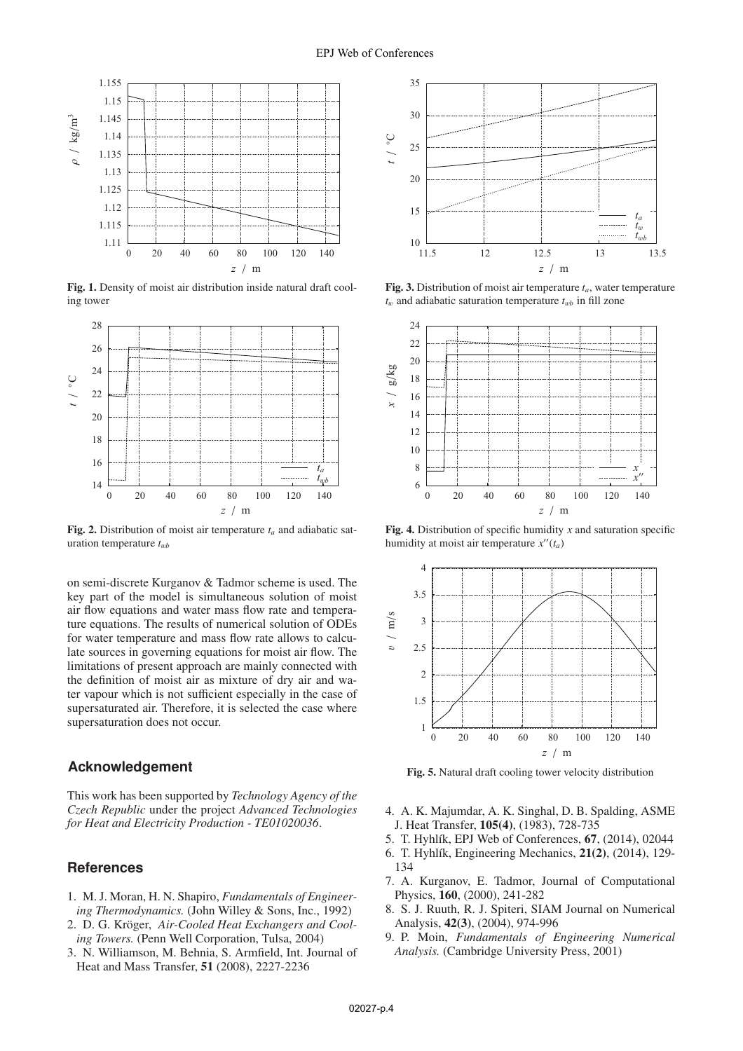1.155
1.15
1.145
1.14
1.135
1.13
1.125
1.12
1.115
1.11

$\rho$ / kg/m$^3$

0 20 40 60 80 100 120 140

$z$ / m

**Fig. 1.** Density of moist air distribution inside natural draft cooling tower

28
26
24
22
20
18
16
14

$t$ / °C

0 20 40 60 80 100 120 140

$z$ / m

$t_a$
$t_{wb}$

**Fig. 2.** Distribution of moist air temperature $t_a$ and adiabatic saturation temperature $t_{wb}$

on semi-discrete Kurganov & Tadmor scheme is used. The key part of the model is simultaneous solution of moist air flow equations and water mass flow rate and temperature equations. The results of numerical solution of ODEs for water temperature and mass flow rate allows to calculate sources in governing equations for moist air flow. The limitations of present approach are mainly connected with the definition of moist air as mixture of dry air and water vapour which is not sufficient especially in the case of supersaturated air. Therefore, it is selected the case where supersaturation does not occur.

## Acknowledgement

This work has been supported by *Technology Agency of the Czech Republic* under the project *Advanced Technologies for Heat and Electricity Production - TE01020036*.

## References

1. M. J. Moran, H. N. Shapiro, *Fundamentals of Engineering Thermodynamics.* (John Willey & Sons, Inc., 1992)
2. D. G. Kröger, *Air-Cooled Heat Exchangers and Cooling Towers.* (Penn Well Corporation, Tulsa, 2004)
3. N. Williamson, M. Behnia, S. Armfield, Int. Journal of Heat and Mass Transfer, **51** (2008), 2227-2236

35
30
25
20
15
10

$t$ / °C

11.5 12 12.5 13 13.5

$z$ / m

$t_a$
$t_w$
$t_{wb}$

**Fig. 3.** Distribution of moist air temperature $t_a$, water temperature $t_w$ and adiabatic saturation temperature $t_{wb}$ in fill zone

24
22
20
18
16
14
12
10
8
6

$x$ / g/kg

0 20 40 60 80 100 120 140

$z$ / m

$x$
$x''$

**Fig. 4.** Distribution of specific humidity $x$ and saturation specific humidity at moist air temperature $x''(t_a)$

4
3.5
3
2.5
2
1.5
1

$v$ / m/s

0 20 40 60 80 100 120 140

$z$ / m

**Fig. 5.** Natural draft cooling tower velocity distribution

4. A. K. Majumdar, A. K. Singhal, D. B. Spalding, ASME J. Heat Transfer, **105(4)**, (1983), 728-735
5. T. Hyhlík, EPJ Web of Conferences, **67**, (2014), 02044
6. T. Hyhlík, Engineering Mechanics, **21(2)**, (2014), 129-134
7. A. Kurganov, E. Tadmor, Journal of Computational Physics, **160**, (2000), 241-282
8. S. J. Ruuth, R. J. Spiteri, SIAM Journal on Numerical Analysis, **42(3)**, (2004), 974-996
9. P. Moin, *Fundamentals of Engineering Numerical Analysis.* (Cambridge University Press, 2001)